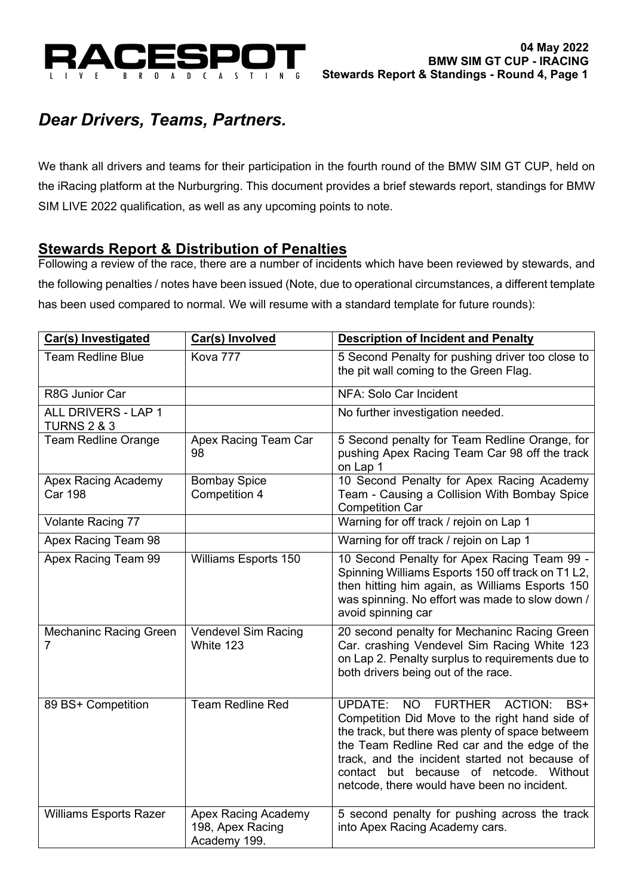# Dear Drivers, Teams, Partners.

We thank all drivers and teams for their participation in the fourth round of the BMW SIM GT CUP, held on the iRacing platform at the Nurburgring. This document provides a brief stewards report, standings for BMW SIM LIVE 2022 qualification, as well as any upcoming points to note.

## Stewards Report & Distribution of Penalties

Following a review of the race, there are a number of incidents which have been reviewed by stewards, and the following penalties / notes have been issued (Note, due to operational circumstances, a different template has been used compared to normal. We will resume with a standard template for future rounds):

| Car(s) Investigated | Car(s) Involved | Description of Incident and Penalty |
|---|---|---|
| Team Redline Blue | Kova 777 | 5 Second Penalty for pushing driver too close to the pit wall coming to the Green Flag. |
| R8G Junior Car | | NFA: Solo Car Incident |
| ALL DRIVERS - LAP 1 TURNS 2 & 3 | | No further investigation needed. |
| Team Redline Orange | Apex Racing Team Car 98 | 5 Second penalty for Team Redline Orange, for pushing Apex Racing Team Car 98 off the track on Lap 1 |
| Apex Racing Academy Car 198 | Bombay Spice Competition 4 | 10 Second Penalty for Apex Racing Academy Team - Causing a Collision With Bombay Spice Competition Car |
| Volante Racing 77 | | Warning for off track / rejoin on Lap 1 |
| Apex Racing Team 98 | | Warning for off track / rejoin on Lap 1 |
| Apex Racing Team 99 | Williams Esports 150 | 10 Second Penalty for Apex Racing Team 99 - Spinning Williams Esports 150 off track on T1 L2, then hitting him again, as Williams Esports 150 was spinning. No effort was made to slow down / avoid spinning car |
| Mechaninc Racing Green 7 | Vendevel Sim Racing White 123 | 20 second penalty for Mechaninc Racing Green Car. crashing Vendevel Sim Racing White 123 on Lap 2. Penalty surplus to requirements due to both drivers being out of the race. |
| 89 BS+ Competition | Team Redline Red | UPDATE: NO FURTHER ACTION: BS+ Competition Did Move to the right hand side of the track, but there was plenty of space betweem the Team Redline Red car and the edge of the track, and the incident started not because of contact but because of netcode. Without netcode, there would have been no incident. |
| Williams Esports Razer | Apex Racing Academy 198, Apex Racing Academy 199. | 5 second penalty for pushing across the track into Apex Racing Academy cars. |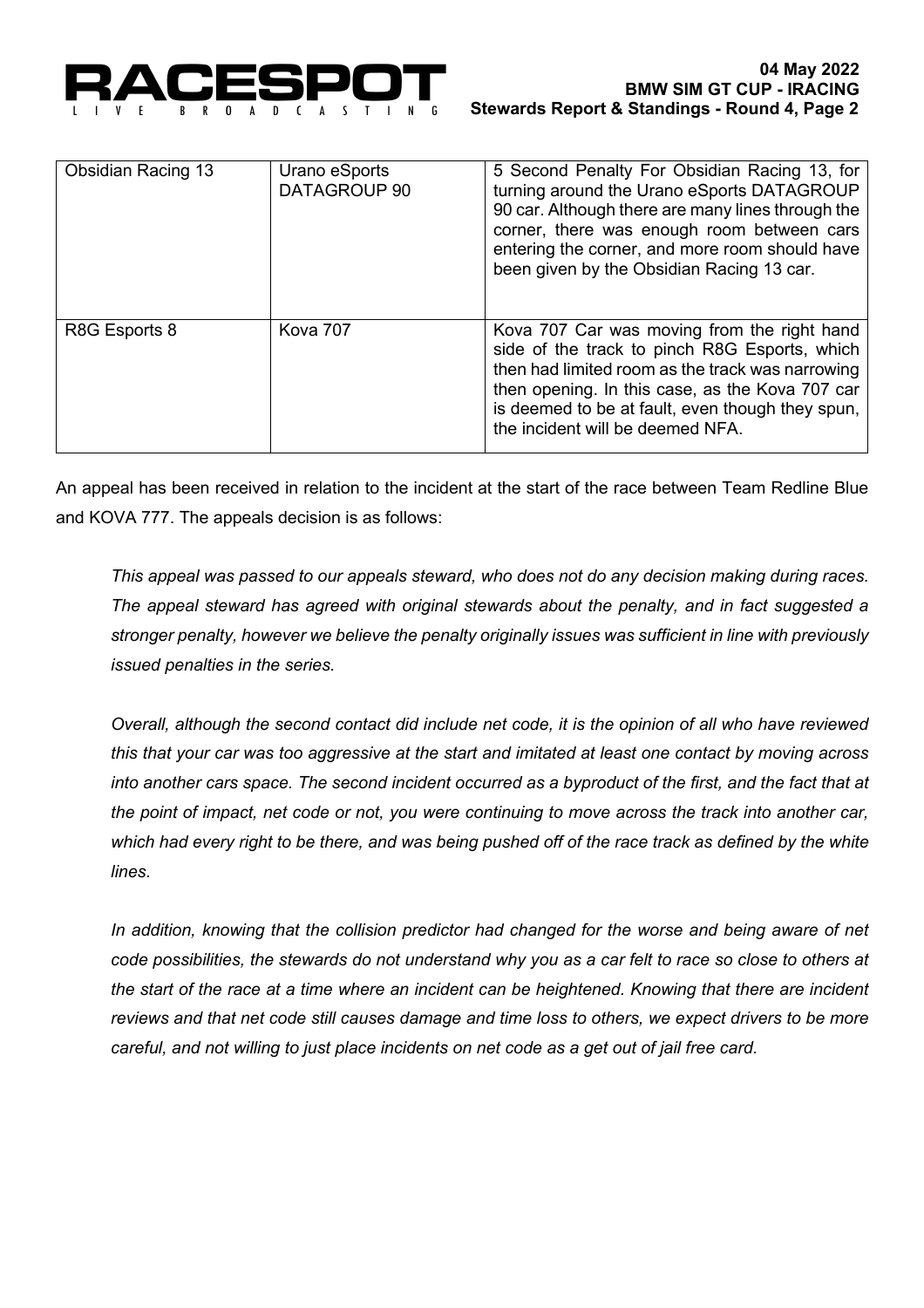| | | |
|---|---|---|
| Obsidian Racing 13 | Urano eSports DATAGROUP 90 | 5 Second Penalty For Obsidian Racing 13, for turning around the Urano eSports DATAGROUP 90 car. Although there are many lines through the corner, there was enough room between cars entering the corner, and more room should have been given by the Obsidian Racing 13 car. |
| R8G Esports 8 | Kova 707 | Kova 707 Car was moving from the right hand side of the track to pinch R8G Esports, which then had limited room as the track was narrowing then opening. In this case, as the Kova 707 car is deemed to be at fault, even though they spun, the incident will be deemed NFA. |

An appeal has been received in relation to the incident at the start of the race between Team Redline Blue and KOVA 777. The appeals decision is as follows:

*This appeal was passed to our appeals steward, who does not do any decision making during races. The appeal steward has agreed with original stewards about the penalty, and in fact suggested a stronger penalty, however we believe the penalty originally issues was sufficient in line with previously issued penalties in the series.*

*Overall, although the second contact did include net code, it is the opinion of all who have reviewed this that your car was too aggressive at the start and imitated at least one contact by moving across into another cars space. The second incident occurred as a byproduct of the first, and the fact that at the point of impact, net code or not, you were continuing to move across the track into another car, which had every right to be there, and was being pushed off of the race track as defined by the white lines.*

*In addition, knowing that the collision predictor had changed for the worse and being aware of net code possibilities, the stewards do not understand why you as a car felt to race so close to others at the start of the race at a time where an incident can be heightened. Knowing that there are incident reviews and that net code still causes damage and time loss to others, we expect drivers to be more careful, and not willing to just place incidents on net code as a get out of jail free card.*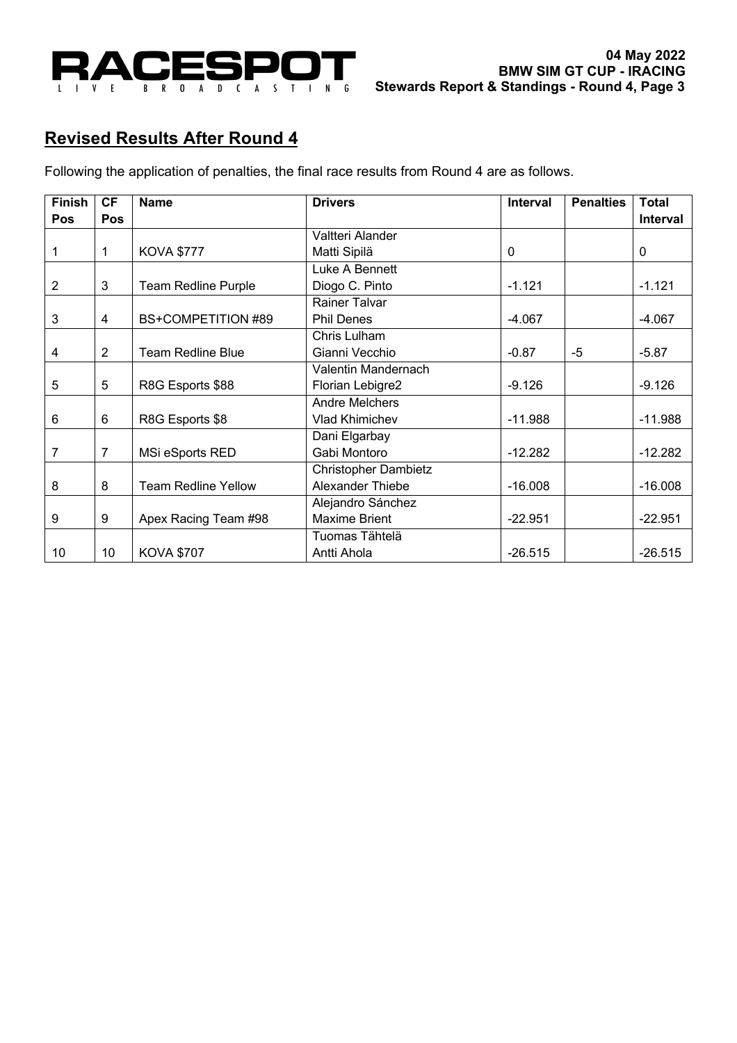## Revised Results After Round 4

Following the application of penalties, the final race results from Round 4 are as follows.

| Finish Pos | CF Pos | Name | Drivers | Interval | Penalties | Total Interval |
|---|---|---|---|---|---|---|
| 1 | 1 | KOVA $777 | Valtteri Alander<br>Matti Sipilä | 0 | | 0 |
| 2 | 3 | Team Redline Purple | Luke A Bennett<br>Diogo C. Pinto | -1.121 | | -1.121 |
| 3 | 4 | BS+COMPETITION #89 | Rainer Talvar<br>Phil Denes | -4.067 | | -4.067 |
| 4 | 2 | Team Redline Blue | Chris Lulham<br>Gianni Vecchio | -0.87 | -5 | -5.87 |
| 5 | 5 | R8G Esports $88 | Valentin Mandernach<br>Florian Lebigre2 | -9.126 | | -9.126 |
| 6 | 6 | R8G Esports $8 | Andre Melchers<br>Vlad Khimichev | -11.988 | | -11.988 |
| 7 | 7 | MSi eSports RED | Dani Elgarbay<br>Gabi Montoro | -12.282 | | -12.282 |
| 8 | 8 | Team Redline Yellow | Christopher Dambietz<br>Alexander Thiebe | -16.008 | | -16.008 |
| 9 | 9 | Apex Racing Team #98 | Alejandro Sánchez<br>Maxime Brient | -22.951 | | -22.951 |
| 10 | 10 | KOVA $707 | Tuomas Tähtelä<br>Antti Ahola | -26.515 | | -26.515 |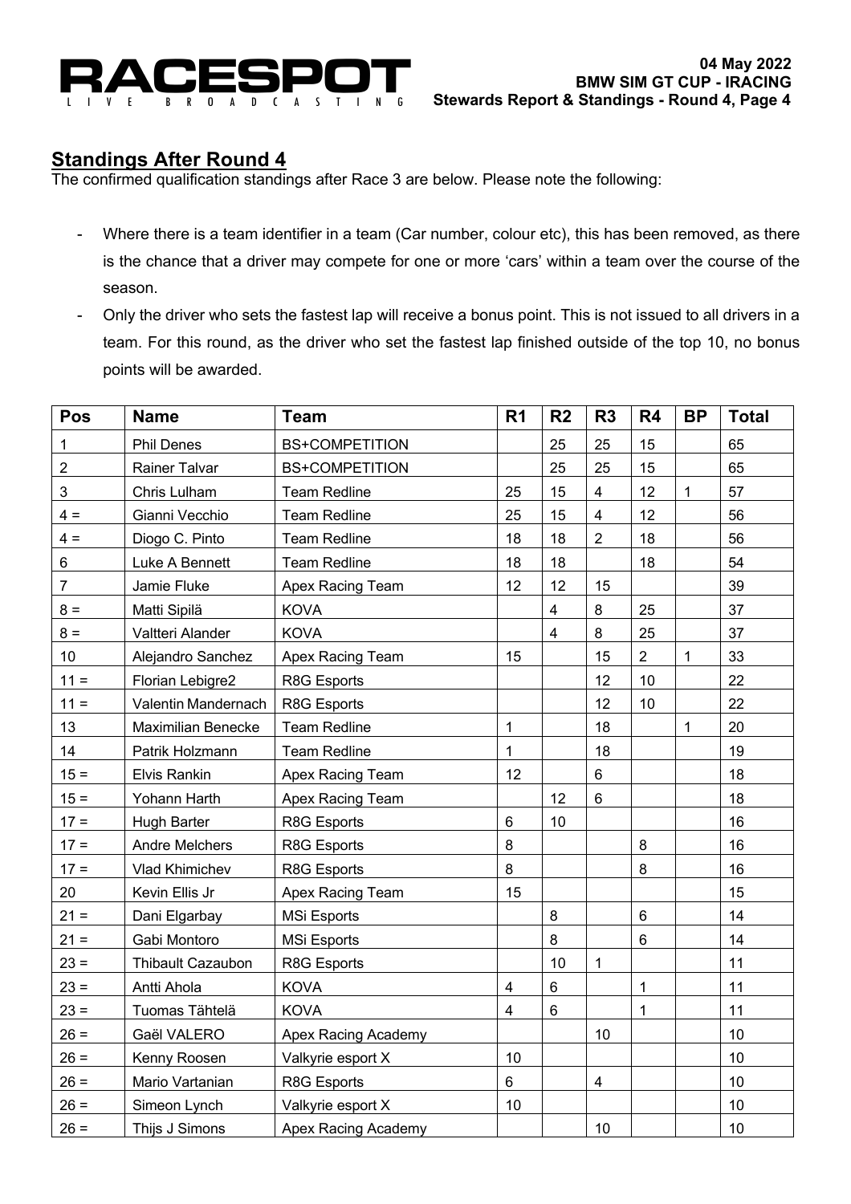## Standings After Round 4

The confirmed qualification standings after Race 3 are below. Please note the following:

- Where there is a team identifier in a team (Car number, colour etc), this has been removed, as there is the chance that a driver may compete for one or more 'cars' within a team over the course of the season.
- Only the driver who sets the fastest lap will receive a bonus point. This is not issued to all drivers in a team. For this round, as the driver who set the fastest lap finished outside of the top 10, no bonus points will be awarded.

| Pos | Name | Team | R1 | R2 | R3 | R4 | BP | Total |
|---|---|---|---|---|---|---|---|---|
| 1 | Phil Denes | BS+COMPETITION | | 25 | 25 | 15 | | 65 |
| 2 | Rainer Talvar | BS+COMPETITION | | 25 | 25 | 15 | | 65 |
| 3 | Chris Lulham | Team Redline | 25 | 15 | 4 | 12 | 1 | 57 |
| 4 = | Gianni Vecchio | Team Redline | 25 | 15 | 4 | 12 | | 56 |
| 4 = | Diogo C. Pinto | Team Redline | 18 | 18 | 2 | 18 | | 56 |
| 6 | Luke A Bennett | Team Redline | 18 | 18 | | 18 | | 54 |
| 7 | Jamie Fluke | Apex Racing Team | 12 | 12 | 15 | | | 39 |
| 8 = | Matti Sipilä | KOVA | | 4 | 8 | 25 | | 37 |
| 8 = | Valtteri Alander | KOVA | | 4 | 8 | 25 | | 37 |
| 10 | Alejandro Sanchez | Apex Racing Team | 15 | | 15 | 2 | 1 | 33 |
| 11 = | Florian Lebigre2 | R8G Esports | | | 12 | 10 | | 22 |
| 11 = | Valentin Mandernach | R8G Esports | | | 12 | 10 | | 22 |
| 13 | Maximilian Benecke | Team Redline | 1 | | 18 | | 1 | 20 |
| 14 | Patrik Holzmann | Team Redline | 1 | | 18 | | | 19 |
| 15 = | Elvis Rankin | Apex Racing Team | 12 | | 6 | | | 18 |
| 15 = | Yohann Harth | Apex Racing Team | | 12 | 6 | | | 18 |
| 17 = | Hugh Barter | R8G Esports | 6 | 10 | | | | 16 |
| 17 = | Andre Melchers | R8G Esports | 8 | | | 8 | | 16 |
| 17 = | Vlad Khimichev | R8G Esports | 8 | | | 8 | | 16 |
| 20 | Kevin Ellis Jr | Apex Racing Team | 15 | | | | | 15 |
| 21 = | Dani Elgarbay | MSi Esports | | 8 | | 6 | | 14 |
| 21 = | Gabi Montoro | MSi Esports | | 8 | | 6 | | 14 |
| 23 = | Thibault Cazaubon | R8G Esports | | 10 | 1 | | | 11 |
| 23 = | Antti Ahola | KOVA | 4 | 6 | | 1 | | 11 |
| 23 = | Tuomas Tähtelä | KOVA | 4 | 6 | | 1 | | 11 |
| 26 = | Gaël VALERO | Apex Racing Academy | | | 10 | | | 10 |
| 26 = | Kenny Roosen | Valkyrie esport X | 10 | | | | | 10 |
| 26 = | Mario Vartanian | R8G Esports | 6 | | 4 | | | 10 |
| 26 = | Simeon Lynch | Valkyrie esport X | 10 | | | | | 10 |
| 26 = | Thijs J Simons | Apex Racing Academy | | | 10 | | | 10 |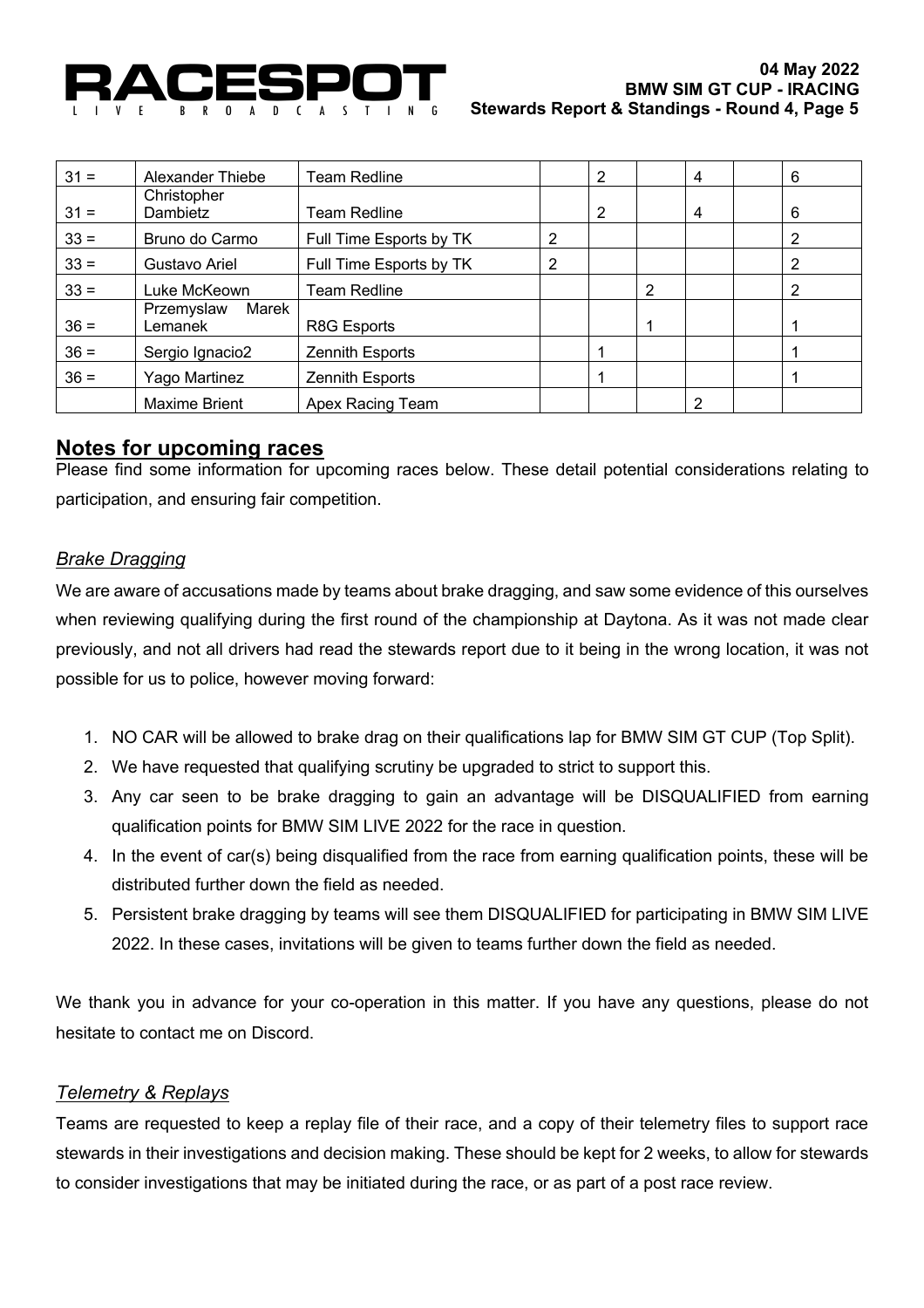| | | | | | | | | |
|---|---|---|---|---|---|---|---|---|
| 31 = | Alexander Thiebe | Team Redline | | 2 | | 4 | | 6 |
| 31 = | Christopher Dambietz | Team Redline | | 2 | | 4 | | 6 |
| 33 = | Bruno do Carmo | Full Time Esports by TK | 2 | | | | | 2 |
| 33 = | Gustavo Ariel | Full Time Esports by TK | 2 | | | | | 2 |
| 33 = | Luke McKeown | Team Redline | | | 2 | | | 2 |
| 36 = | Przemyslaw Marek Lemanek | R8G Esports | | | 1 | | | 1 |
| 36 = | Sergio Ignacio2 | Zennith Esports | | 1 | | | | 1 |
| 36 = | Yago Martinez | Zennith Esports | | 1 | | | | 1 |
| | Maxime Brient | Apex Racing Team | | | | 2 | | |

## Notes for upcoming races

Please find some information for upcoming races below. These detail potential considerations relating to participation, and ensuring fair competition.

### *Brake Dragging*

We are aware of accusations made by teams about brake dragging, and saw some evidence of this ourselves when reviewing qualifying during the first round of the championship at Daytona. As it was not made clear previously, and not all drivers had read the stewards report due to it being in the wrong location, it was not possible for us to police, however moving forward:

1. NO CAR will be allowed to brake drag on their qualifications lap for BMW SIM GT CUP (Top Split).
2. We have requested that qualifying scrutiny be upgraded to strict to support this.
3. Any car seen to be brake dragging to gain an advantage will be DISQUALIFIED from earning qualification points for BMW SIM LIVE 2022 for the race in question.
4. In the event of car(s) being disqualified from the race from earning qualification points, these will be distributed further down the field as needed.
5. Persistent brake dragging by teams will see them DISQUALIFIED for participating in BMW SIM LIVE 2022. In these cases, invitations will be given to teams further down the field as needed.

We thank you in advance for your co-operation in this matter. If you have any questions, please do not hesitate to contact me on Discord.

### *Telemetry & Replays*

Teams are requested to keep a replay file of their race, and a copy of their telemetry files to support race stewards in their investigations and decision making. These should be kept for 2 weeks, to allow for stewards to consider investigations that may be initiated during the race, or as part of a post race review.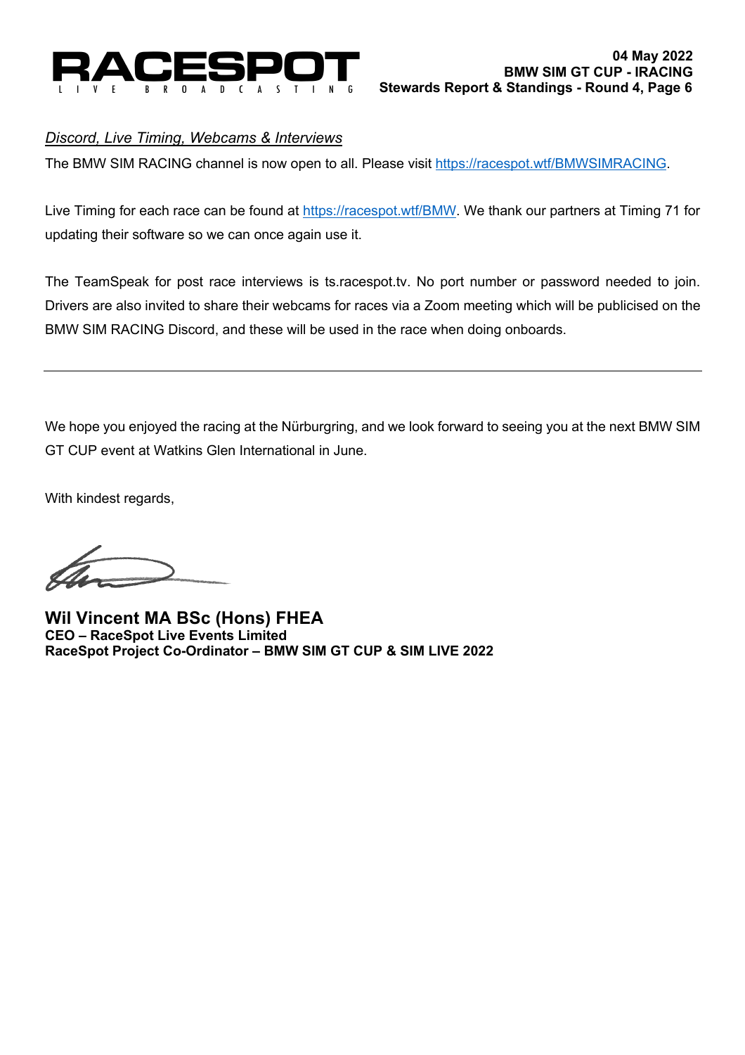*Discord, Live Timing, Webcams & Interviews*

The BMW SIM RACING channel is now open to all. Please visit https://racespot.wtf/BMWSIMRACING.

Live Timing for each race can be found at https://racespot.wtf/BMW. We thank our partners at Timing 71 for updating their software so we can once again use it.

The TeamSpeak for post race interviews is ts.racespot.tv. No port number or password needed to join. Drivers are also invited to share their webcams for races via a Zoom meeting which will be publicised on the BMW SIM RACING Discord, and these will be used in the race when doing onboards.

---

We hope you enjoyed the racing at the Nürburgring, and we look forward to seeing you at the next BMW SIM GT CUP event at Watkins Glen International in June.

With kindest regards,

**Wil Vincent MA BSc (Hons) FHEA**
**CEO – RaceSpot Live Events Limited**
**RaceSpot Project Co-Ordinator – BMW SIM GT CUP & SIM LIVE 2022**